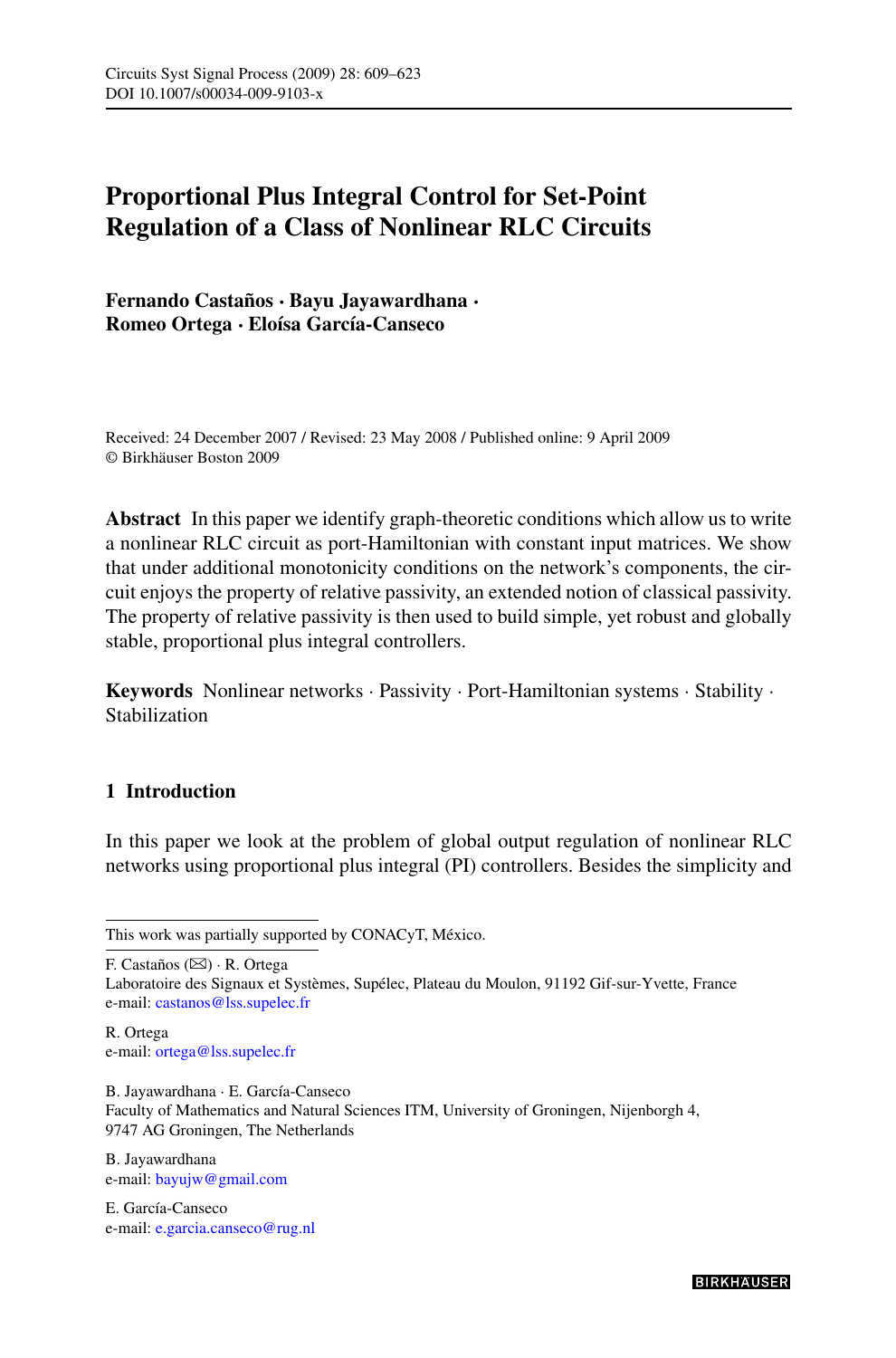# Proportional Plus Integral Control for Set-Point Regulation of a Class of Nonlinear RLC Circuits

**Fernando Castaños · Bayu Jayawardhana · Romeo Ortega · Eloísa García-Canseco**

Received: 24 December 2007 / Revised: 23 May 2008 / Published online: 9 April 2009
© Birkhäuser Boston 2009

**Abstract** In this paper we identify graph-theoretic conditions which allow us to write a nonlinear RLC circuit as port-Hamiltonian with constant input matrices. We show that under additional monotonicity conditions on the network's components, the circuit enjoys the property of relative passivity, an extended notion of classical passivity. The property of relative passivity is then used to build simple, yet robust and globally stable, proportional plus integral controllers.

**Keywords** Nonlinear networks · Passivity · Port-Hamiltonian systems · Stability · Stabilization

## 1 Introduction

In this paper we look at the problem of global output regulation of nonlinear RLC networks using proportional plus integral (PI) controllers. Besides the simplicity and

---

This work was partially supported by CONACyT, México.

F. Castaños (✉) · R. Ortega
Laboratoire des Signaux et Systèmes, Supélec, Plateau du Moulon, 91192 Gif-sur-Yvette, France
e-mail: castanos@lss.supelec.fr

R. Ortega
e-mail: ortega@lss.supelec.fr

B. Jayawardhana · E. García-Canseco
Faculty of Mathematics and Natural Sciences ITM, University of Groningen, Nijenborgh 4, 9747 AG Groningen, The Netherlands

B. Jayawardhana
e-mail: bayujw@gmail.com

E. García-Canseco
e-mail: e.garcia.canseco@rug.nl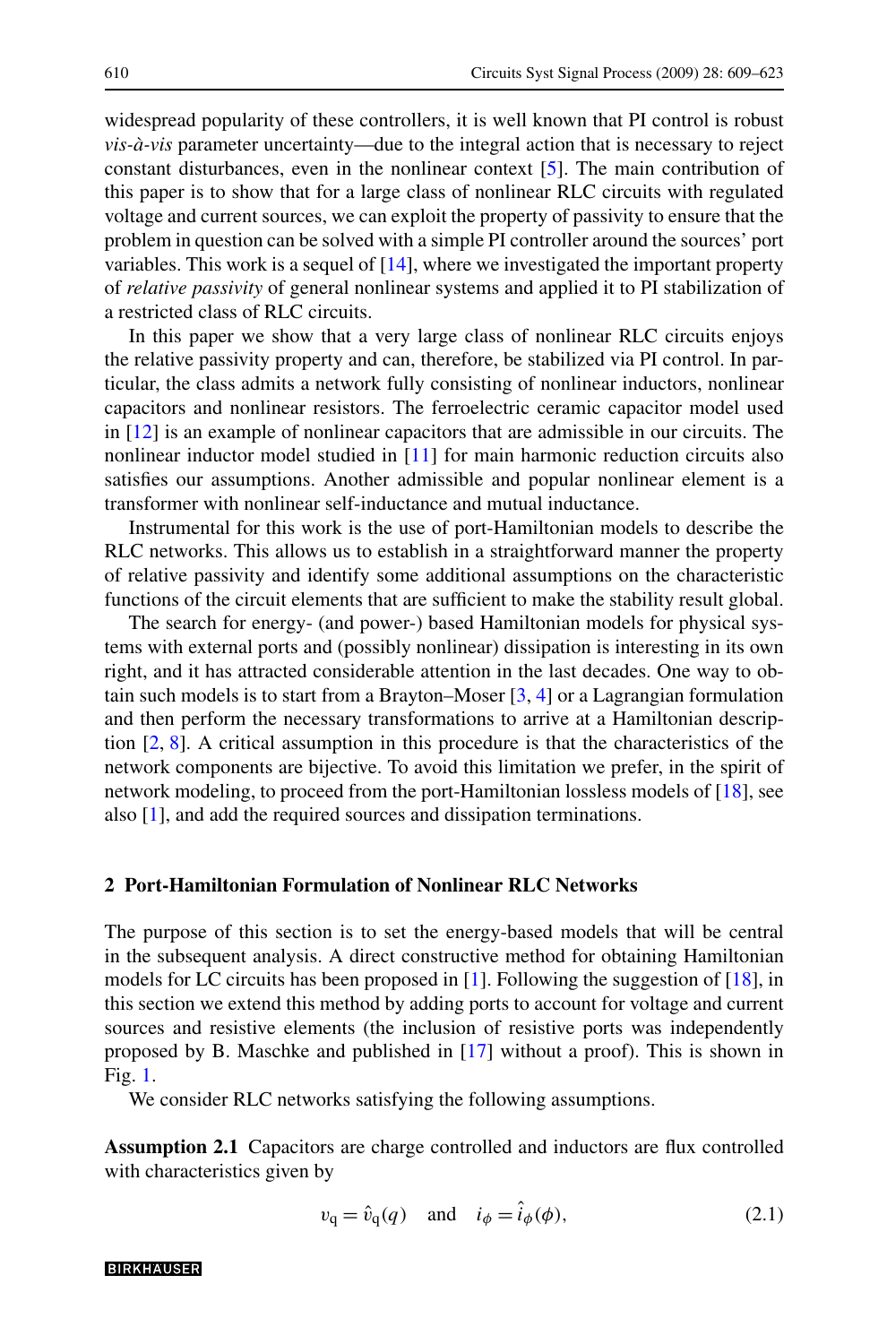widespread popularity of these controllers, it is well known that PI control is robust *vis-à-vis* parameter uncertainty—due to the integral action that is necessary to reject constant disturbances, even in the nonlinear context [5]. The main contribution of this paper is to show that for a large class of nonlinear RLC circuits with regulated voltage and current sources, we can exploit the property of passivity to ensure that the problem in question can be solved with a simple PI controller around the sources' port variables. This work is a sequel of [14], where we investigated the important property of *relative passivity* of general nonlinear systems and applied it to PI stabilization of a restricted class of RLC circuits.

In this paper we show that a very large class of nonlinear RLC circuits enjoys the relative passivity property and can, therefore, be stabilized via PI control. In particular, the class admits a network fully consisting of nonlinear inductors, nonlinear capacitors and nonlinear resistors. The ferroelectric ceramic capacitor model used in [12] is an example of nonlinear capacitors that are admissible in our circuits. The nonlinear inductor model studied in [11] for main harmonic reduction circuits also satisfies our assumptions. Another admissible and popular nonlinear element is a transformer with nonlinear self-inductance and mutual inductance.

Instrumental for this work is the use of port-Hamiltonian models to describe the RLC networks. This allows us to establish in a straightforward manner the property of relative passivity and identify some additional assumptions on the characteristic functions of the circuit elements that are sufficient to make the stability result global.

The search for energy- (and power-) based Hamiltonian models for physical systems with external ports and (possibly nonlinear) dissipation is interesting in its own right, and it has attracted considerable attention in the last decades. One way to obtain such models is to start from a Brayton–Moser [3, 4] or a Lagrangian formulation and then perform the necessary transformations to arrive at a Hamiltonian description [2, 8]. A critical assumption in this procedure is that the characteristics of the network components are bijective. To avoid this limitation we prefer, in the spirit of network modeling, to proceed from the port-Hamiltonian lossless models of [18], see also [1], and add the required sources and dissipation terminations.

## 2 Port-Hamiltonian Formulation of Nonlinear RLC Networks

The purpose of this section is to set the energy-based models that will be central in the subsequent analysis. A direct constructive method for obtaining Hamiltonian models for LC circuits has been proposed in [1]. Following the suggestion of [18], in this section we extend this method by adding ports to account for voltage and current sources and resistive elements (the inclusion of resistive ports was independently proposed by B. Maschke and published in [17] without a proof). This is shown in Fig. 1.

We consider RLC networks satisfying the following assumptions.

**Assumption 2.1** Capacitors are charge controlled and inductors are flux controlled with characteristics given by

$$v_{\mathrm{q}} = \hat{v}_{\mathrm{q}}(q) \quad \text{and} \quad i_{\phi} = \hat{i}_{\phi}(\phi), \tag{2.1}$$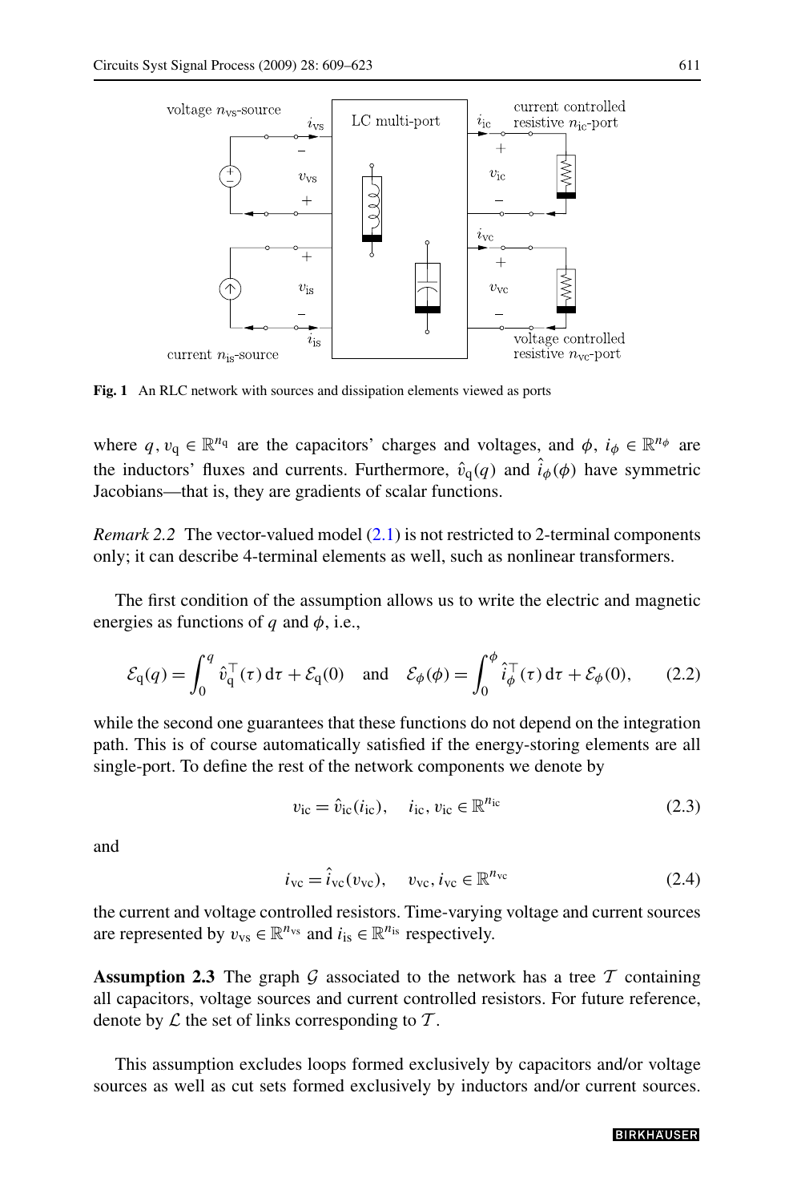**Fig. 1** An RLC network with sources and dissipation elements viewed as ports

where $q, v_\mathrm{q} \in \mathbb{R}^{n_\mathrm{q}}$ are the capacitors' charges and voltages, and $\phi$, $i_\phi \in \mathbb{R}^{n_\phi}$ are the inductors' fluxes and currents. Furthermore, $\hat{v}_\mathrm{q}(q)$ and $\hat{i}_\phi(\phi)$ have symmetric Jacobians—that is, they are gradients of scalar functions.

*Remark 2.2* The vector-valued model (2.1) is not restricted to 2-terminal components only; it can describe 4-terminal elements as well, such as nonlinear transformers.

The first condition of the assumption allows us to write the electric and magnetic energies as functions of $q$ and $\phi$, i.e.,

$$\mathcal{E}_\mathrm{q}(q) = \int_0^q \hat{v}_\mathrm{q}^\top(\tau)\,\mathrm{d}\tau + \mathcal{E}_\mathrm{q}(0) \quad \text{and} \quad \mathcal{E}_\phi(\phi) = \int_0^\phi \hat{i}_\phi^\top(\tau)\,\mathrm{d}\tau + \mathcal{E}_\phi(0), \qquad (2.2)$$

while the second one guarantees that these functions do not depend on the integration path. This is of course automatically satisfied if the energy-storing elements are all single-port. To define the rest of the network components we denote by

$$v_\mathrm{ic} = \hat{v}_\mathrm{ic}(i_\mathrm{ic}), \quad i_\mathrm{ic}, v_\mathrm{ic} \in \mathbb{R}^{n_\mathrm{ic}} \qquad (2.3)$$

and

$$i_\mathrm{vc} = \hat{i}_\mathrm{vc}(v_\mathrm{vc}), \quad v_\mathrm{vc}, i_\mathrm{vc} \in \mathbb{R}^{n_\mathrm{vc}} \qquad (2.4)$$

the current and voltage controlled resistors. Time-varying voltage and current sources are represented by $v_\mathrm{vs} \in \mathbb{R}^{n_\mathrm{vs}}$ and $i_\mathrm{is} \in \mathbb{R}^{n_\mathrm{is}}$ respectively.

**Assumption 2.3** The graph $\mathcal{G}$ associated to the network has a tree $\mathcal{T}$ containing all capacitors, voltage sources and current controlled resistors. For future reference, denote by $\mathcal{L}$ the set of links corresponding to $\mathcal{T}$.

This assumption excludes loops formed exclusively by capacitors and/or voltage sources as well as cut sets formed exclusively by inductors and/or current sources.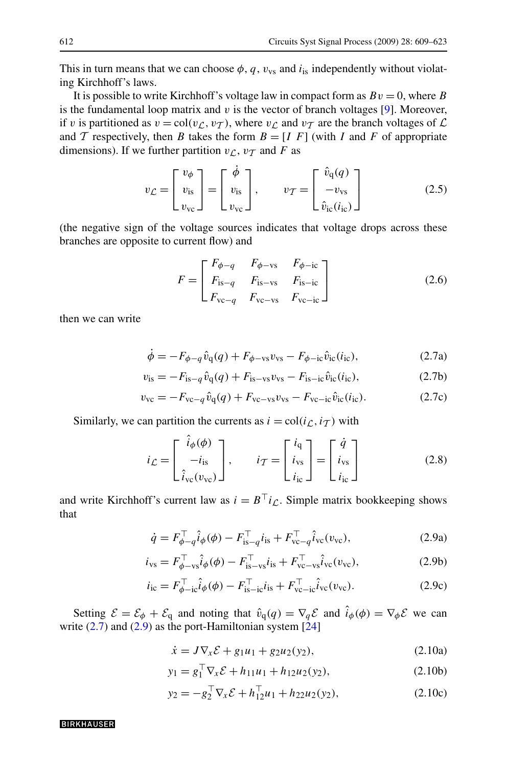This in turn means that we can choose $\phi$, $q$, $v_{\mathrm{vs}}$ and $i_{\mathrm{is}}$ independently without violating Kirchhoff's laws.

It is possible to write Kirchhoff's voltage law in compact form as $Bv = 0$, where $B$ is the fundamental loop matrix and $v$ is the vector of branch voltages [9]. Moreover, if $v$ is partitioned as $v = \mathrm{col}(v_{\mathcal{L}}, v_{\mathcal{T}})$, where $v_{\mathcal{L}}$ and $v_{\mathcal{T}}$ are the branch voltages of $\mathcal{L}$ and $\mathcal{T}$ respectively, then $B$ takes the form $B = [I \;\; F]$ (with $I$ and $F$ of appropriate dimensions). If we further partition $v_{\mathcal{L}}$, $v_{\mathcal{T}}$ and $F$ as

$$
v_{\mathcal{L}} = \begin{bmatrix} v_\phi \\ v_{\mathrm{is}} \\ v_{\mathrm{vc}} \end{bmatrix} = \begin{bmatrix} \dot{\phi} \\ v_{\mathrm{is}} \\ v_{\mathrm{vc}} \end{bmatrix}, \qquad v_{\mathcal{T}} = \begin{bmatrix} \hat{v}_{\mathrm{q}}(q) \\ -v_{\mathrm{vs}} \\ \hat{v}_{\mathrm{ic}}(i_{\mathrm{ic}}) \end{bmatrix} \tag{2.5}
$$

(the negative sign of the voltage sources indicates that voltage drops across these branches are opposite to current flow) and

$$
F = \begin{bmatrix} F_{\phi-q} & F_{\phi-\mathrm{vs}} & F_{\phi-\mathrm{ic}} \\ F_{\mathrm{is}-q} & F_{\mathrm{is}-\mathrm{vs}} & F_{\mathrm{is}-\mathrm{ic}} \\ F_{\mathrm{vc}-q} & F_{\mathrm{vc}-\mathrm{vs}} & F_{\mathrm{vc}-\mathrm{ic}} \end{bmatrix} \tag{2.6}
$$

then we can write

$$
\dot{\phi} = -F_{\phi-q}\hat{v}_{\mathrm{q}}(q) + F_{\phi-\mathrm{vs}}v_{\mathrm{vs}} - F_{\phi-\mathrm{ic}}\hat{v}_{\mathrm{ic}}(i_{\mathrm{ic}}), \tag{2.7a}
$$

$$
v_{\mathrm{is}} = -F_{\mathrm{is}-q}\hat{v}_{\mathrm{q}}(q) + F_{\mathrm{is}-\mathrm{vs}}v_{\mathrm{vs}} - F_{\mathrm{is}-\mathrm{ic}}\hat{v}_{\mathrm{ic}}(i_{\mathrm{ic}}), \tag{2.7b}
$$

$$
v_{\mathrm{vc}} = -F_{\mathrm{vc}-q}\hat{v}_{\mathrm{q}}(q) + F_{\mathrm{vc}-\mathrm{vs}}v_{\mathrm{vs}} - F_{\mathrm{vc}-\mathrm{ic}}\hat{v}_{\mathrm{ic}}(i_{\mathrm{ic}}). \tag{2.7c}
$$

Similarly, we can partition the currents as $i = \mathrm{col}(i_{\mathcal{L}}, i_{\mathcal{T}})$ with

$$
i_{\mathcal{L}} = \begin{bmatrix} \hat{i}_\phi(\phi) \\ -i_{\mathrm{is}} \\ \hat{i}_{\mathrm{vc}}(v_{\mathrm{vc}}) \end{bmatrix}, \qquad i_{\mathcal{T}} = \begin{bmatrix} i_{\mathrm{q}} \\ i_{\mathrm{vs}} \\ i_{\mathrm{ic}} \end{bmatrix} = \begin{bmatrix} \dot{q} \\ i_{\mathrm{vs}} \\ i_{\mathrm{ic}} \end{bmatrix} \tag{2.8}
$$

and write Kirchhoff's current law as $i = B^\top i_{\mathcal{L}}$. Simple matrix bookkeeping shows that

$$
\dot{q} = F_{\phi-q}^\top \hat{i}_\phi(\phi) - F_{\mathrm{is}-q}^\top i_{\mathrm{is}} + F_{\mathrm{vc}-q}^\top \hat{i}_{\mathrm{vc}}(v_{\mathrm{vc}}), \tag{2.9a}
$$

$$
i_{\mathrm{vs}} = F_{\phi-\mathrm{vs}}^\top \hat{i}_\phi(\phi) - F_{\mathrm{is}-\mathrm{vs}}^\top i_{\mathrm{is}} + F_{\mathrm{vc}-\mathrm{vs}}^\top \hat{i}_{\mathrm{vc}}(v_{\mathrm{vc}}), \tag{2.9b}
$$

$$
i_{\mathrm{ic}} = F_{\phi-\mathrm{ic}}^\top \hat{i}_\phi(\phi) - F_{\mathrm{is}-\mathrm{ic}}^\top i_{\mathrm{is}} + F_{\mathrm{vc}-\mathrm{ic}}^\top \hat{i}_{\mathrm{vc}}(v_{\mathrm{vc}}). \tag{2.9c}
$$

Setting $\mathcal{E} = \mathcal{E}_\phi + \mathcal{E}_{\mathrm{q}}$ and noting that $\hat{v}_{\mathrm{q}}(q) = \nabla_q \mathcal{E}$ and $\hat{i}_\phi(\phi) = \nabla_\phi \mathcal{E}$ we can write (2.7) and (2.9) as the port-Hamiltonian system [24]

$$
\dot{x} = J\nabla_x \mathcal{E} + g_1 u_1 + g_2 u_2(y_2), \tag{2.10a}
$$

$$
y_1 = g_1^\top \nabla_x \mathcal{E} + h_{11}u_1 + h_{12}u_2(y_2), \tag{2.10b}
$$

$$
y_2 = -g_2^\top \nabla_x \mathcal{E} + h_{12}^\top u_1 + h_{22}u_2(y_2), \tag{2.10c}
$$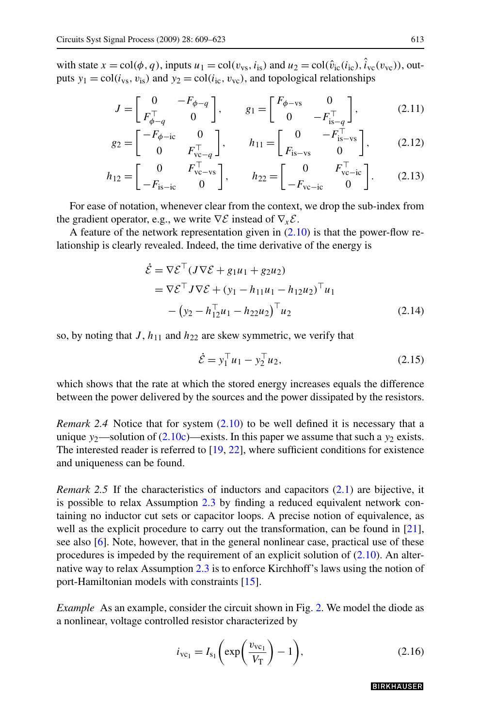with state $x = \mathrm{col}(\phi, q)$, inputs $u_1 = \mathrm{col}(v_{\mathrm{vs}}, i_{\mathrm{is}})$ and $u_2 = \mathrm{col}(\hat{v}_{\mathrm{ic}}(i_{\mathrm{ic}}), \hat{i}_{\mathrm{vc}}(v_{\mathrm{vc}}))$, outputs $y_1 = \mathrm{col}(i_{\mathrm{vs}}, v_{\mathrm{is}})$ and $y_2 = \mathrm{col}(i_{\mathrm{ic}}, v_{\mathrm{vc}})$, and topological relationships

$$J = \begin{bmatrix} 0 & -F_{\phi-q} \\ F_{\phi-q}^{\top} & 0 \end{bmatrix}, \qquad g_1 = \begin{bmatrix} F_{\phi-\mathrm{vs}} & 0 \\ 0 & -F_{\mathrm{is}-q}^{\top} \end{bmatrix}, \tag{2.11}$$

$$g_2 = \begin{bmatrix} -F_{\phi-\mathrm{ic}} & 0 \\ 0 & F_{\mathrm{vc}-q}^{\top} \end{bmatrix}, \qquad h_{11} = \begin{bmatrix} 0 & -F_{\mathrm{is}-\mathrm{vs}}^{\top} \\ F_{\mathrm{is}-\mathrm{vs}} & 0 \end{bmatrix}, \tag{2.12}$$

$$h_{12} = \begin{bmatrix} 0 & F_{\mathrm{vc}-\mathrm{vs}}^{\top} \\ -F_{\mathrm{is}-\mathrm{ic}} & 0 \end{bmatrix}, \qquad h_{22} = \begin{bmatrix} 0 & F_{\mathrm{vc}-\mathrm{ic}}^{\top} \\ -F_{\mathrm{vc}-\mathrm{ic}} & 0 \end{bmatrix}. \tag{2.13}$$

For ease of notation, whenever clear from the context, we drop the sub-index from the gradient operator, e.g., we write $\nabla \mathcal{E}$ instead of $\nabla_x \mathcal{E}$.

A feature of the network representation given in (2.10) is that the power-flow relationship is clearly revealed. Indeed, the time derivative of the energy is

$$\begin{aligned} \dot{\mathcal{E}} &= \nabla \mathcal{E}^{\top} (J \nabla \mathcal{E} + g_1 u_1 + g_2 u_2) \\ &= \nabla \mathcal{E}^{\top} J \nabla \mathcal{E} + (y_1 - h_{11} u_1 - h_{12} u_2)^{\top} u_1 \\ &\quad - \left(y_2 - h_{12}^{\top} u_1 - h_{22} u_2\right)^{\top} u_2 \end{aligned} \tag{2.14}$$

so, by noting that $J$, $h_{11}$ and $h_{22}$ are skew symmetric, we verify that

$$\dot{\mathcal{E}} = y_1^{\top} u_1 - y_2^{\top} u_2, \tag{2.15}$$

which shows that the rate at which the stored energy increases equals the difference between the power delivered by the sources and the power dissipated by the resistors.

*Remark 2.4* Notice that for system (2.10) to be well defined it is necessary that a unique $y_2$—solution of (2.10c)—exists. In this paper we assume that such a $y_2$ exists. The interested reader is referred to [19, 22], where sufficient conditions for existence and uniqueness can be found.

*Remark 2.5* If the characteristics of inductors and capacitors (2.1) are bijective, it is possible to relax Assumption 2.3 by finding a reduced equivalent network containing no inductor cut sets or capacitor loops. A precise notion of equivalence, as well as the explicit procedure to carry out the transformation, can be found in [21], see also [6]. Note, however, that in the general nonlinear case, practical use of these procedures is impeded by the requirement of an explicit solution of (2.10). An alternative way to relax Assumption 2.3 is to enforce Kirchhoff's laws using the notion of port-Hamiltonian models with constraints [15].

*Example* As an example, consider the circuit shown in Fig. 2. We model the diode as a nonlinear, voltage controlled resistor characterized by

$$i_{\mathrm{vc}_1} = I_{\mathrm{s}_1}\left(\exp\left(\frac{v_{\mathrm{vc}_1}}{V_{\mathrm{T}}}\right) - 1\right), \tag{2.16}$$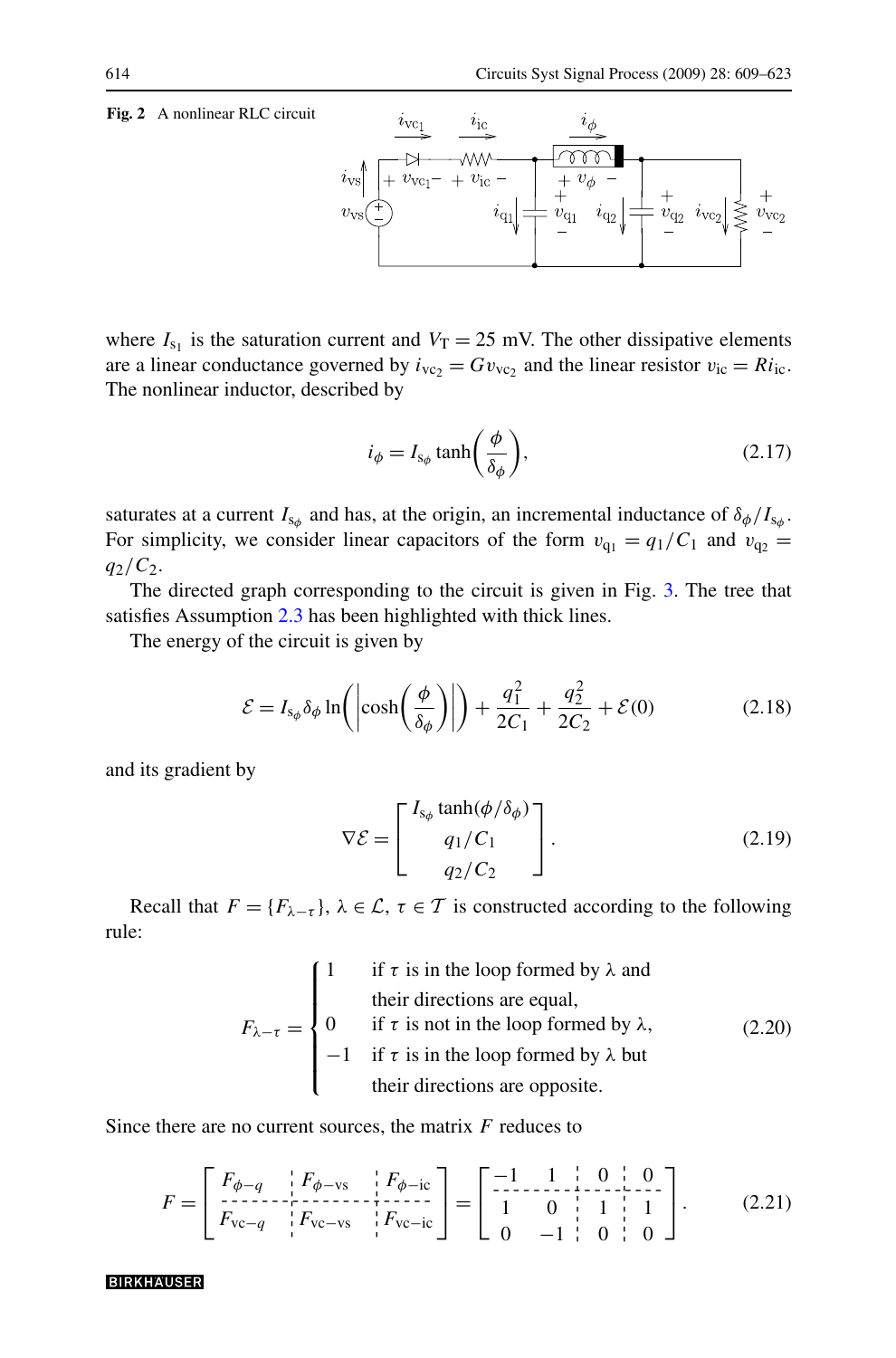**Fig. 2** A nonlinear RLC circuit

where $I_{s_1}$ is the saturation current and $V_T = 25$ mV. The other dissipative elements are a linear conductance governed by $i_{vc_2} = G v_{vc_2}$ and the linear resistor $v_{ic} = R i_{ic}$. The nonlinear inductor, described by

$$i_\phi = I_{s_\phi} \tanh\left(\frac{\phi}{\delta_\phi}\right), \tag{2.17}$$

saturates at a current $I_{s_\phi}$ and has, at the origin, an incremental inductance of $\delta_\phi / I_{s_\phi}$. For simplicity, we consider linear capacitors of the form $v_{q_1} = q_1/C_1$ and $v_{q_2} = q_2/C_2$.

The directed graph corresponding to the circuit is given in Fig. 3. The tree that satisfies Assumption 2.3 has been highlighted with thick lines.

The energy of the circuit is given by

$$\mathcal{E} = I_{s_\phi} \delta_\phi \ln\left(\left|\cosh\left(\frac{\phi}{\delta_\phi}\right)\right|\right) + \frac{q_1^2}{2C_1} + \frac{q_2^2}{2C_2} + \mathcal{E}(0) \tag{2.18}$$

and its gradient by

$$\nabla\mathcal{E} = \begin{bmatrix} I_{s_\phi} \tanh(\phi/\delta_\phi) \\ q_1/C_1 \\ q_2/C_2 \end{bmatrix}. \tag{2.19}$$

Recall that $F = \{F_{\lambda-\tau}\}$, $\lambda \in \mathcal{L}$, $\tau \in \mathcal{T}$ is constructed according to the following rule:

$$F_{\lambda-\tau} = \begin{cases} 1 & \text{if } \tau \text{ is in the loop formed by } \lambda \text{ and} \\ & \text{their directions are equal,} \\ 0 & \text{if } \tau \text{ is not in the loop formed by } \lambda, \\ -1 & \text{if } \tau \text{ is in the loop formed by } \lambda \text{ but} \\ & \text{their directions are opposite.} \end{cases} \tag{2.20}$$

Since there are no current sources, the matrix $F$ reduces to

$$F = \left[\begin{array}{c|c|c} F_{\phi-q} & F_{\phi-\mathrm{vs}} & F_{\phi-\mathrm{ic}} \\ \hline F_{\mathrm{vc}-q} & F_{\mathrm{vc}-\mathrm{vs}} & F_{\mathrm{vc}-\mathrm{ic}} \end{array}\right] = \left[\begin{array}{cc|c|c} -1 & 1 & 0 & 0 \\ \hline 1 & 0 & 1 & 1 \\ 0 & -1 & 0 & 0 \end{array}\right]. \tag{2.21}$$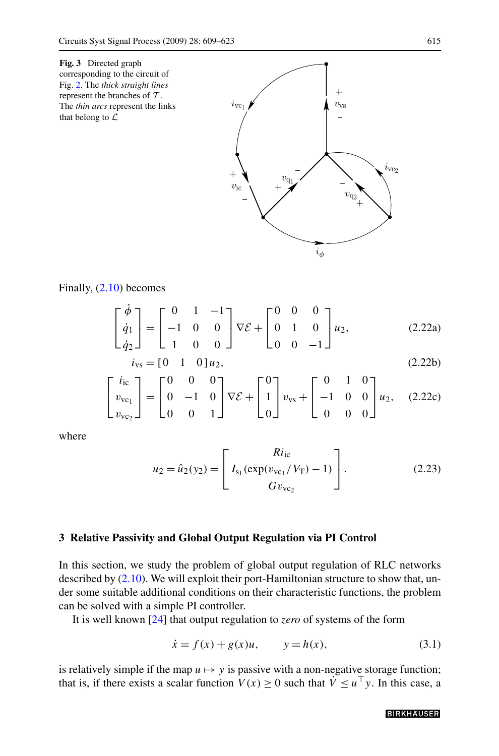**Fig. 3** Directed graph corresponding to the circuit of Fig. 2. The *thick straight lines* represent the branches of $\mathcal{T}$. The *thin arcs* represent the links that belong to $\mathcal{L}$

Finally, (2.10) becomes

$$\begin{bmatrix} \dot{\phi} \\ \dot{q}_1 \\ \dot{q}_2 \end{bmatrix} = \begin{bmatrix} 0 & 1 & -1 \\ -1 & 0 & 0 \\ 1 & 0 & 0 \end{bmatrix} \nabla \mathcal{E} + \begin{bmatrix} 0 & 0 & 0 \\ 0 & 1 & 0 \\ 0 & 0 & -1 \end{bmatrix} u_2, \tag{2.22a}$$

$$i_{\mathrm{vs}} = [0 \quad 1 \quad 0] u_2, \tag{2.22b}$$

$$\begin{bmatrix} i_{\mathrm{ic}} \\ v_{\mathrm{vc}_1} \\ v_{\mathrm{vc}_2} \end{bmatrix} = \begin{bmatrix} 0 & 0 & 0 \\ 0 & -1 & 0 \\ 0 & 0 & 1 \end{bmatrix} \nabla \mathcal{E} + \begin{bmatrix} 0 \\ 1 \\ 0 \end{bmatrix} v_{\mathrm{vs}} + \begin{bmatrix} 0 & 1 & 0 \\ -1 & 0 & 0 \\ 0 & 0 & 0 \end{bmatrix} u_2, \tag{2.22c}$$

where

$$u_2 = \hat{u}_2(y_2) = \begin{bmatrix} R i_{\mathrm{ic}} \\ I_{\mathrm{s}_1}(\exp(v_{\mathrm{vc}_1}/V_{\mathrm{T}}) - 1) \\ G v_{\mathrm{vc}_2} \end{bmatrix}. \tag{2.23}$$

## 3 Relative Passivity and Global Output Regulation via PI Control

In this section, we study the problem of global output regulation of RLC networks described by (2.10). We will exploit their port-Hamiltonian structure to show that, under some suitable additional conditions on their characteristic functions, the problem can be solved with a simple PI controller.

It is well known [24] that output regulation to *zero* of systems of the form

$$\dot{x} = f(x) + g(x)u, \qquad y = h(x), \tag{3.1}$$

is relatively simple if the map $u \mapsto y$ is passive with a non-negative storage function; that is, if there exists a scalar function $V(x) \geq 0$ such that $\dot{V} \leq u^\top y$. In this case, a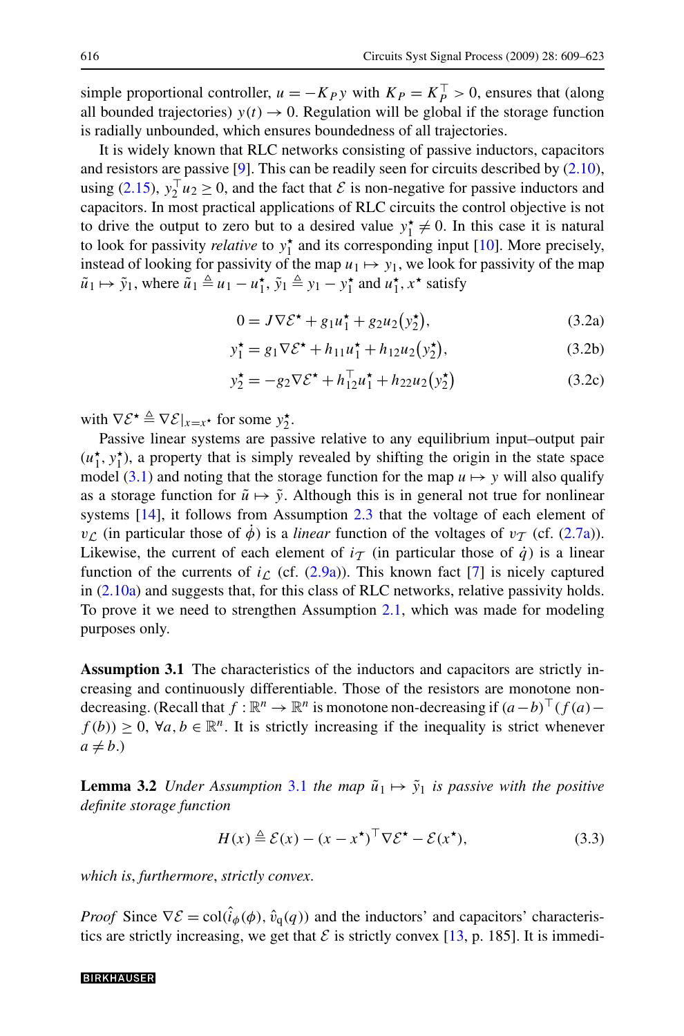simple proportional controller, $u = -K_P y$ with $K_P = K_P^\top > 0$, ensures that (along all bounded trajectories) $y(t) \to 0$. Regulation will be global if the storage function is radially unbounded, which ensures boundedness of all trajectories.

It is widely known that RLC networks consisting of passive inductors, capacitors and resistors are passive [9]. This can be readily seen for circuits described by (2.10), using (2.15), $y_2^\top u_2 \geq 0$, and the fact that $\mathcal{E}$ is non-negative for passive inductors and capacitors. In most practical applications of RLC circuits the control objective is not to drive the output to zero but to a desired value $y_1^\star \neq 0$. In this case it is natural to look for passivity *relative* to $y_1^\star$ and its corresponding input [10]. More precisely, instead of looking for passivity of the map $u_1 \mapsto y_1$, we look for passivity of the map $\tilde{u}_1 \mapsto \tilde{y}_1$, where $\tilde{u}_1 \triangleq u_1 - u_1^\star$, $\tilde{y}_1 \triangleq y_1 - y_1^\star$ and $u_1^\star, x^\star$ satisfy

$$0 = J\nabla\mathcal{E}^\star + g_1 u_1^\star + g_2 u_2\big(y_2^\star\big), \tag{3.2a}$$

$$y_1^\star = g_1 \nabla\mathcal{E}^\star + h_{11} u_1^\star + h_{12} u_2\big(y_2^\star\big), \tag{3.2b}$$

$$y_2^\star = -g_2 \nabla\mathcal{E}^\star + h_{12}^\top u_1^\star + h_{22} u_2\big(y_2^\star\big) \tag{3.2c}$$

with $\nabla\mathcal{E}^\star \triangleq \nabla\mathcal{E}|_{x=x^\star}$ for some $y_2^\star$.

Passive linear systems are passive relative to any equilibrium input–output pair $(u_1^\star, y_1^\star)$, a property that is simply revealed by shifting the origin in the state space model (3.1) and noting that the storage function for the map $u \mapsto y$ will also qualify as a storage function for $\tilde{u} \mapsto \tilde{y}$. Although this is in general not true for nonlinear systems [14], it follows from Assumption 2.3 that the voltage of each element of $v_\mathcal{L}$ (in particular those of $\dot{\phi}$) is a *linear* function of the voltages of $v_\mathcal{T}$ (cf. (2.7a)). Likewise, the current of each element of $i_\mathcal{T}$ (in particular those of $\dot{q}$) is a linear function of the currents of $i_\mathcal{L}$ (cf. (2.9a)). This known fact [7] is nicely captured in (2.10a) and suggests that, for this class of RLC networks, relative passivity holds. To prove it we need to strengthen Assumption 2.1, which was made for modeling purposes only.

**Assumption 3.1** The characteristics of the inductors and capacitors are strictly increasing and continuously differentiable. Those of the resistors are monotone non-decreasing. (Recall that $f : \mathbb{R}^n \to \mathbb{R}^n$ is monotone non-decreasing if $(a-b)^\top(f(a) - f(b)) \geq 0$, $\forall a, b \in \mathbb{R}^n$. It is strictly increasing if the inequality is strict whenever $a \neq b$.)

**Lemma 3.2** *Under Assumption 3.1 the map $\tilde{u}_1 \mapsto \tilde{y}_1$ is passive with the positive definite storage function*

$$H(x) \triangleq \mathcal{E}(x) - (x - x^\star)^\top \nabla\mathcal{E}^\star - \mathcal{E}(x^\star), \tag{3.3}$$

*which is, furthermore, strictly convex.*

*Proof* Since $\nabla\mathcal{E} = \mathrm{col}(\hat{i}_\phi(\phi), \hat{v}_\mathrm{q}(q))$ and the inductors' and capacitors' characteristics are strictly increasing, we get that $\mathcal{E}$ is strictly convex [13, p. 185]. It is immedi-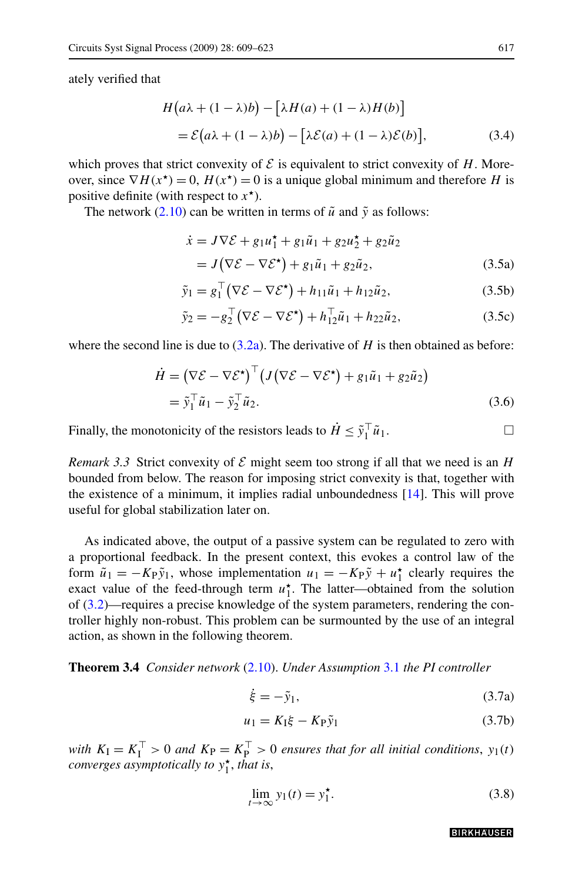ately verified that

$$
\begin{aligned}
&H\big(a\lambda + (1-\lambda)b\big) - \big[\lambda H(a) + (1-\lambda)H(b)\big] \\
&\quad = \mathcal{E}\big(a\lambda + (1-\lambda)b\big) - \big[\lambda \mathcal{E}(a) + (1-\lambda)\mathcal{E}(b)\big],
\end{aligned}
\tag{3.4}
$$

which proves that strict convexity of $\mathcal{E}$ is equivalent to strict convexity of $H$. Moreover, since $\nabla H(x^\star) = 0$, $H(x^\star) = 0$ is a unique global minimum and therefore $H$ is positive definite (with respect to $x^\star$).

The network (2.10) can be written in terms of $\tilde{u}$ and $\tilde{y}$ as follows:

$$
\begin{aligned}
\dot{x} &= J\nabla\mathcal{E} + g_1 u_1^\star + g_1\tilde{u}_1 + g_2 u_2^\star + g_2\tilde{u}_2 \\
&= J\big(\nabla\mathcal{E} - \nabla\mathcal{E}^\star\big) + g_1\tilde{u}_1 + g_2\tilde{u}_2,
\end{aligned}
\tag{3.5a}
$$

$$
\tilde{y}_1 = g_1^\top\big(\nabla\mathcal{E} - \nabla\mathcal{E}^\star\big) + h_{11}\tilde{u}_1 + h_{12}\tilde{u}_2, \tag{3.5b}
$$

$$
\tilde{y}_2 = -g_2^\top\big(\nabla\mathcal{E} - \nabla\mathcal{E}^\star\big) + h_{12}^\top\tilde{u}_1 + h_{22}\tilde{u}_2, \tag{3.5c}
$$

where the second line is due to (3.2a). The derivative of $H$ is then obtained as before:

$$
\begin{aligned}
\dot{H} &= \big(\nabla\mathcal{E} - \nabla\mathcal{E}^\star\big)^\top\big(J\big(\nabla\mathcal{E} - \nabla\mathcal{E}^\star\big) + g_1\tilde{u}_1 + g_2\tilde{u}_2\big) \\
&= \tilde{y}_1^\top\tilde{u}_1 - \tilde{y}_2^\top\tilde{u}_2.
\end{aligned}
\tag{3.6}
$$

Finally, the monotonicity of the resistors leads to $\dot{H} \le \tilde{y}_1^\top\tilde{u}_1$. □

*Remark 3.3* Strict convexity of $\mathcal{E}$ might seem too strong if all that we need is an $H$ bounded from below. The reason for imposing strict convexity is that, together with the existence of a minimum, it implies radial unboundedness [14]. This will prove useful for global stabilization later on.

As indicated above, the output of a passive system can be regulated to zero with a proportional feedback. In the present context, this evokes a control law of the form $\tilde{u}_1 = -K_{\mathrm{P}}\tilde{y}_1$, whose implementation $u_1 = -K_{\mathrm{P}}\tilde{y} + u_1^\star$ clearly requires the exact value of the feed-through term $u_1^\star$. The latter—obtained from the solution of (3.2)—requires a precise knowledge of the system parameters, rendering the controller highly non-robust. This problem can be surmounted by the use of an integral action, as shown in the following theorem.

**Theorem 3.4** *Consider network* (2.10). *Under Assumption* 3.1 *the PI controller*

$$
\dot{\xi} = -\tilde{y}_1, \tag{3.7a}
$$

$$
u_1 = K_{\mathrm{I}}\xi - K_{\mathrm{P}}\tilde{y}_1 \tag{3.7b}
$$

*with* $K_{\mathrm{I}} = K_{\mathrm{I}}^\top > 0$ *and* $K_{\mathrm{P}} = K_{\mathrm{P}}^\top > 0$ *ensures that for all initial conditions*, $y_1(t)$ *converges asymptotically to* $y_1^\star$, *that is*,

$$
\lim_{t\to\infty} y_1(t) = y_1^\star. \tag{3.8}
$$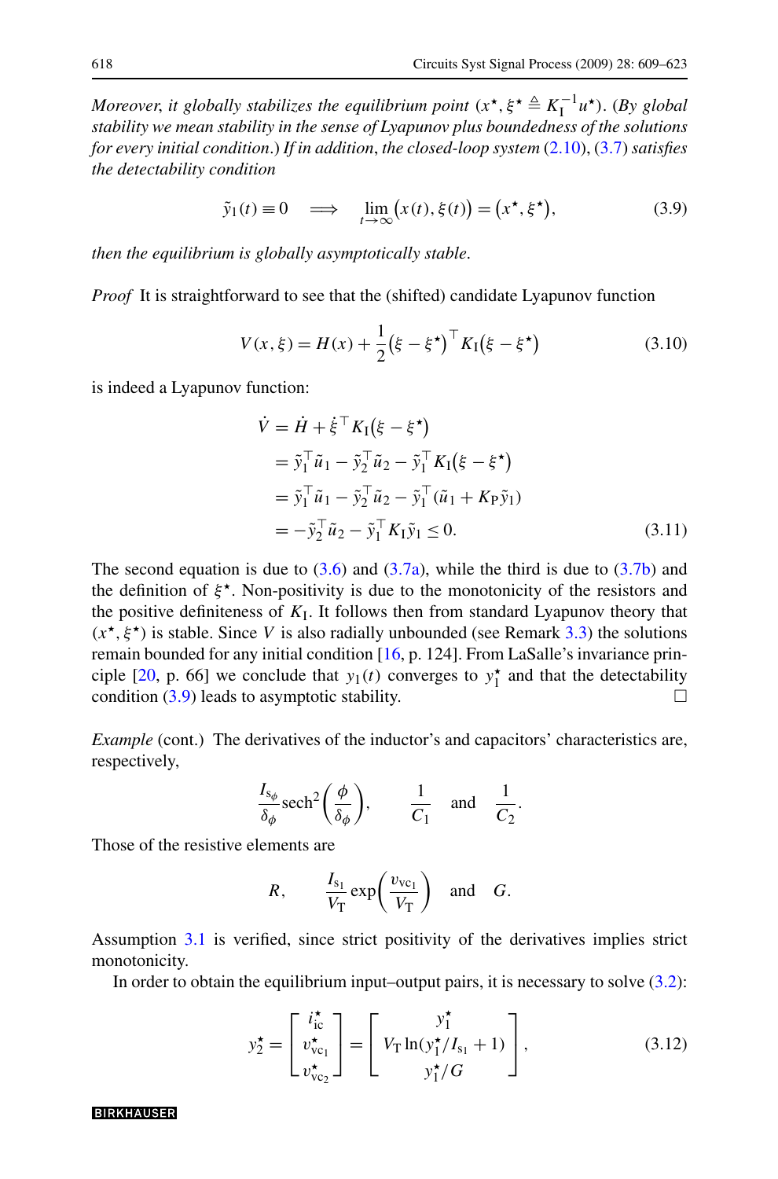*Moreover, it globally stabilizes the equilibrium point* $(x^\star, \xi^\star \triangleq K_\mathrm{I}^{-1} u^\star)$. *(By global stability we mean stability in the sense of Lyapunov plus boundedness of the solutions for every initial condition.) If in addition, the closed-loop system* (2.10), (3.7) *satisfies the detectability condition*

$$\tilde{y}_1(t) \equiv 0 \quad \Longrightarrow \quad \lim_{t \to \infty} \big(x(t), \xi(t)\big) = \big(x^\star, \xi^\star\big), \tag{3.9}$$

*then the equilibrium is globally asymptotically stable.*

*Proof* It is straightforward to see that the (shifted) candidate Lyapunov function

$$V(x, \xi) = H(x) + \frac{1}{2}\big(\xi - \xi^\star\big)^\top K_\mathrm{I}\big(\xi - \xi^\star\big) \tag{3.10}$$

is indeed a Lyapunov function:

$$\begin{aligned}
\dot{V} &= \dot{H} + \dot{\xi}^\top K_\mathrm{I}\big(\xi - \xi^\star\big) \\
&= \tilde{y}_1^\top \tilde{u}_1 - \tilde{y}_2^\top \tilde{u}_2 - \tilde{y}_1^\top K_\mathrm{I}\big(\xi - \xi^\star\big) \\
&= \tilde{y}_1^\top \tilde{u}_1 - \tilde{y}_2^\top \tilde{u}_2 - \tilde{y}_1^\top (\tilde{u}_1 + K_\mathrm{P} \tilde{y}_1) \\
&= -\tilde{y}_2^\top \tilde{u}_2 - \tilde{y}_1^\top K_\mathrm{I} \tilde{y}_1 \le 0.
\end{aligned} \tag{3.11}$$

The second equation is due to (3.6) and (3.7a), while the third is due to (3.7b) and the definition of $\xi^\star$. Non-positivity is due to the monotonicity of the resistors and the positive definiteness of $K_\mathrm{I}$. It follows then from standard Lyapunov theory that $(x^\star, \xi^\star)$ is stable. Since $V$ is also radially unbounded (see Remark 3.3) the solutions remain bounded for any initial condition [16, p. 124]. From LaSalle's invariance principle [20, p. 66] we conclude that $y_1(t)$ converges to $y_1^\star$ and that the detectability condition (3.9) leads to asymptotic stability. □

*Example* (cont.) The derivatives of the inductor's and capacitors' characteristics are, respectively,

$$\frac{I_{s_\phi}}{\delta_\phi} \operatorname{sech}^2\left(\frac{\phi}{\delta_\phi}\right), \qquad \frac{1}{C_1} \quad \text{and} \quad \frac{1}{C_2}.$$

Those of the resistive elements are

$$R, \qquad \frac{I_{s_1}}{V_\mathrm{T}} \exp\left(\frac{v_{\mathrm{vc}_1}}{V_\mathrm{T}}\right) \quad \text{and} \quad G.$$

Assumption 3.1 is verified, since strict positivity of the derivatives implies strict monotonicity.

In order to obtain the equilibrium input–output pairs, it is necessary to solve (3.2):

$$y_2^\star = \begin{bmatrix} i_{\mathrm{ic}}^\star \\ v_{\mathrm{vc}_1}^\star \\ v_{\mathrm{vc}_2}^\star \end{bmatrix} = \begin{bmatrix} y_1^\star \\ V_\mathrm{T} \ln(y_1^\star / I_{s_1} + 1) \\ y_1^\star / G \end{bmatrix}, \tag{3.12}$$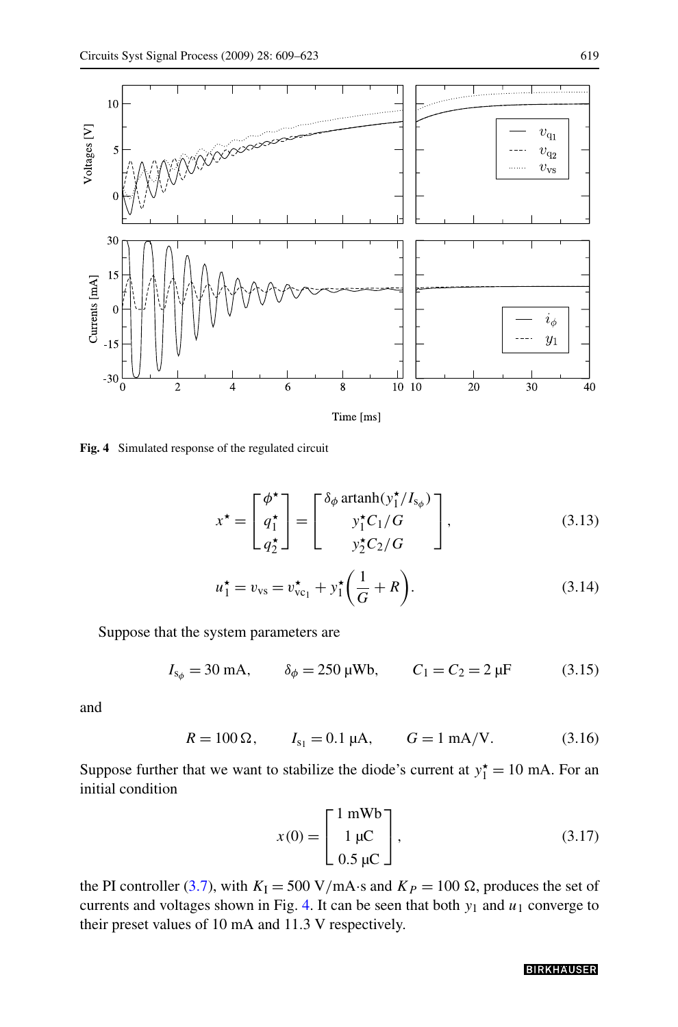**Fig. 4** Simulated response of the regulated circuit

$$x^\star = \begin{bmatrix} \phi^\star \\ q_1^\star \\ q_2^\star \end{bmatrix} = \begin{bmatrix} \delta_\phi \operatorname{artanh}(y_1^\star / I_{s_\phi}) \\ y_1^\star C_1 / G \\ y_2^\star C_2 / G \end{bmatrix}, \tag{3.13}$$

$$u_1^\star = v_{vs} = v_{vc_1}^\star + y_1^\star \left( \frac{1}{G} + R \right). \tag{3.14}$$

Suppose that the system parameters are

$$I_{s_\phi} = 30 \text{ mA}, \qquad \delta_\phi = 250 \text{ μWb}, \qquad C_1 = C_2 = 2 \text{ μF} \tag{3.15}$$

and

$$R = 100\,\Omega, \qquad I_{s_1} = 0.1 \text{ μA}, \qquad G = 1 \text{ mA/V}. \tag{3.16}$$

Suppose further that we want to stabilize the diode's current at $y_1^\star = 10$ mA. For an initial condition

$$x(0) = \begin{bmatrix} 1 \text{ mWb} \\ 1 \text{ μC} \\ 0.5 \text{ μC} \end{bmatrix}, \tag{3.17}$$

the PI controller (3.7), with $K_I = 500$ V/mA·s and $K_P = 100\ \Omega$, produces the set of currents and voltages shown in Fig. 4. It can be seen that both $y_1$ and $u_1$ converge to their preset values of 10 mA and 11.3 V respectively.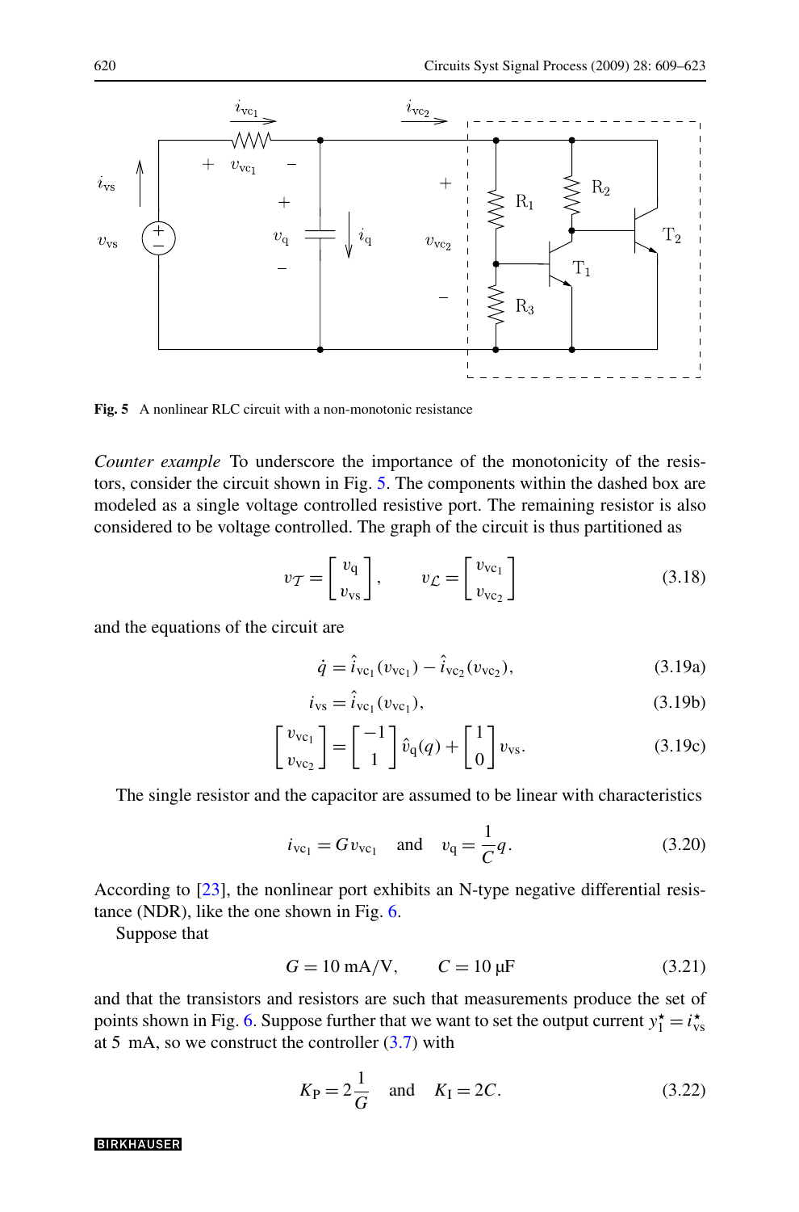**Fig. 5** A nonlinear RLC circuit with a non-monotonic resistance

*Counter example* To underscore the importance of the monotonicity of the resistors, consider the circuit shown in Fig. 5. The components within the dashed box are modeled as a single voltage controlled resistive port. The remaining resistor is also considered to be voltage controlled. The graph of the circuit is thus partitioned as

$$v_{\mathcal{T}} = \begin{bmatrix} v_{\mathrm{q}} \\ v_{\mathrm{vs}} \end{bmatrix}, \qquad v_{\mathcal{L}} = \begin{bmatrix} v_{\mathrm{vc}_1} \\ v_{\mathrm{vc}_2} \end{bmatrix} \tag{3.18}$$

and the equations of the circuit are

$$\dot{q} = \hat{i}_{\mathrm{vc}_1}(v_{\mathrm{vc}_1}) - \hat{i}_{\mathrm{vc}_2}(v_{\mathrm{vc}_2}), \tag{3.19a}$$

$$i_{\mathrm{vs}} = \hat{i}_{\mathrm{vc}_1}(v_{\mathrm{vc}_1}), \tag{3.19b}$$

$$\begin{bmatrix} v_{\mathrm{vc}_1} \\ v_{\mathrm{vc}_2} \end{bmatrix} = \begin{bmatrix} -1 \\ 1 \end{bmatrix} \hat{v}_{\mathrm{q}}(q) + \begin{bmatrix} 1 \\ 0 \end{bmatrix} v_{\mathrm{vs}}. \tag{3.19c}$$

The single resistor and the capacitor are assumed to be linear with characteristics

$$i_{\mathrm{vc}_1} = G v_{\mathrm{vc}_1} \quad \text{and} \quad v_{\mathrm{q}} = \frac{1}{C} q. \tag{3.20}$$

According to [23], the nonlinear port exhibits an N-type negative differential resistance (NDR), like the one shown in Fig. 6.

Suppose that

$$G = 10\ \mathrm{mA/V}, \qquad C = 10\ \mu\mathrm{F} \tag{3.21}$$

and that the transistors and resistors are such that measurements produce the set of points shown in Fig. 6. Suppose further that we want to set the output current $y_1^\star = i_{\mathrm{vs}}^\star$ at 5 mA, so we construct the controller (3.7) with

$$K_{\mathrm{P}} = 2\frac{1}{G} \quad \text{and} \quad K_{\mathrm{I}} = 2C. \tag{3.22}$$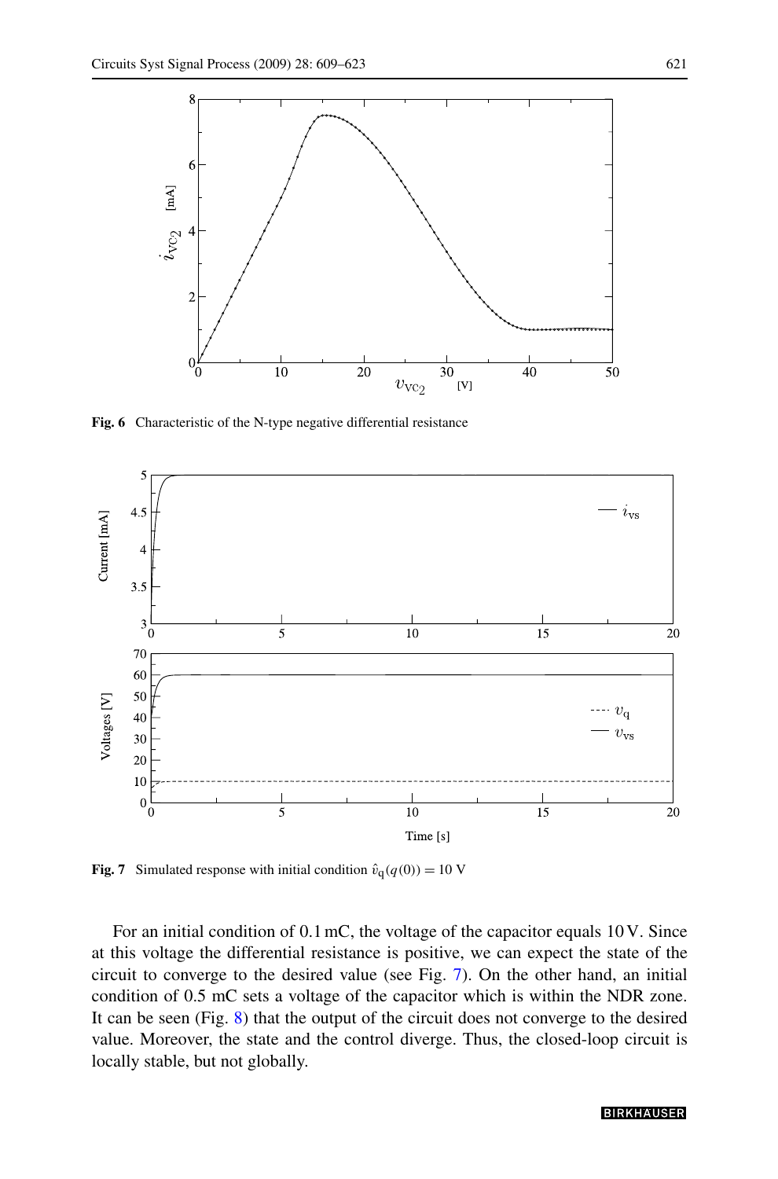**Fig. 6** Characteristic of the N-type negative differential resistance

**Fig. 7** Simulated response with initial condition $\hat{v}_q(q(0)) = 10$ V

For an initial condition of 0.1 mC, the voltage of the capacitor equals 10 V. Since at this voltage the differential resistance is positive, we can expect the state of the circuit to converge to the desired value (see Fig. 7). On the other hand, an initial condition of 0.5 mC sets a voltage of the capacitor which is within the NDR zone. It can be seen (Fig. 8) that the output of the circuit does not converge to the desired value. Moreover, the state and the control diverge. Thus, the closed-loop circuit is locally stable, but not globally.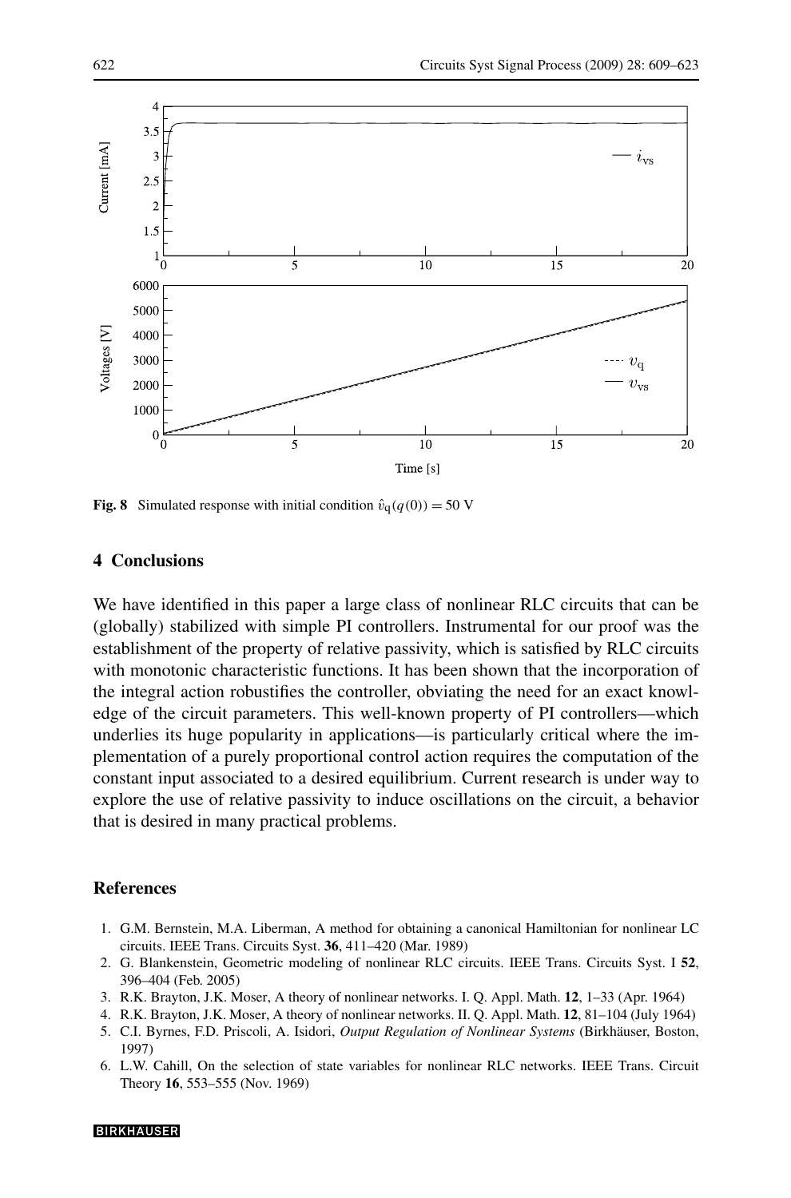**Fig. 8** Simulated response with initial condition $\hat{v}_{\mathrm{q}}(q(0)) = 50$ V

## 4 Conclusions

We have identified in this paper a large class of nonlinear RLC circuits that can be (globally) stabilized with simple PI controllers. Instrumental for our proof was the establishment of the property of relative passivity, which is satisfied by RLC circuits with monotonic characteristic functions. It has been shown that the incorporation of the integral action robustifies the controller, obviating the need for an exact knowledge of the circuit parameters. This well-known property of PI controllers—which underlies its huge popularity in applications—is particularly critical where the implementation of a purely proportional control action requires the computation of the constant input associated to a desired equilibrium. Current research is under way to explore the use of relative passivity to induce oscillations on the circuit, a behavior that is desired in many practical problems.

## References

1. G.M. Bernstein, M.A. Liberman, A method for obtaining a canonical Hamiltonian for nonlinear LC circuits. IEEE Trans. Circuits Syst. **36**, 411–420 (Mar. 1989)
2. G. Blankenstein, Geometric modeling of nonlinear RLC circuits. IEEE Trans. Circuits Syst. I **52**, 396–404 (Feb. 2005)
3. R.K. Brayton, J.K. Moser, A theory of nonlinear networks. I. Q. Appl. Math. **12**, 1–33 (Apr. 1964)
4. R.K. Brayton, J.K. Moser, A theory of nonlinear networks. II. Q. Appl. Math. **12**, 81–104 (July 1964)
5. C.I. Byrnes, F.D. Priscoli, A. Isidori, *Output Regulation of Nonlinear Systems* (Birkhäuser, Boston, 1997)
6. L.W. Cahill, On the selection of state variables for nonlinear RLC networks. IEEE Trans. Circuit Theory **16**, 553–555 (Nov. 1969)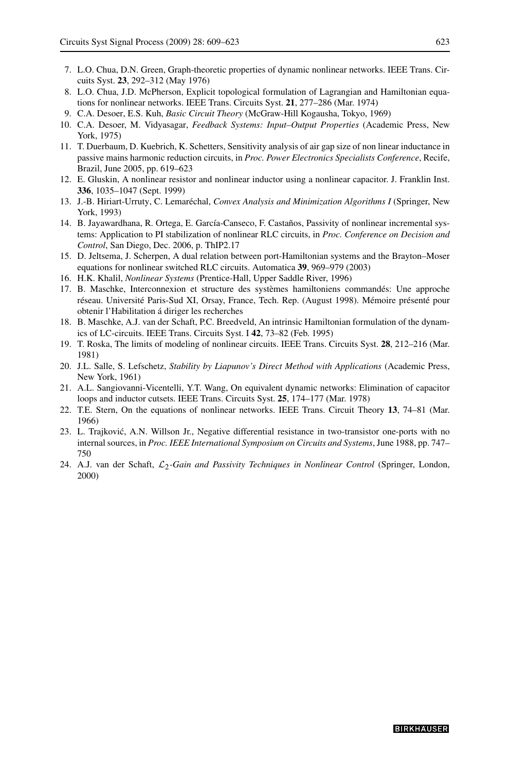7. L.O. Chua, D.N. Green, Graph-theoretic properties of dynamic nonlinear networks. IEEE Trans. Circuits Syst. **23**, 292–312 (May 1976)
8. L.O. Chua, J.D. McPherson, Explicit topological formulation of Lagrangian and Hamiltonian equations for nonlinear networks. IEEE Trans. Circuits Syst. **21**, 277–286 (Mar. 1974)
9. C.A. Desoer, E.S. Kuh, *Basic Circuit Theory* (McGraw-Hill Kogausha, Tokyo, 1969)
10. C.A. Desoer, M. Vidyasagar, *Feedback Systems: Input–Output Properties* (Academic Press, New York, 1975)
11. T. Duerbaum, D. Kuebrich, K. Schetters, Sensitivity analysis of air gap size of non linear inductance in passive mains harmonic reduction circuits, in *Proc. Power Electronics Specialists Conference*, Recife, Brazil, June 2005, pp. 619–623
12. E. Gluskin, A nonlinear resistor and nonlinear inductor using a nonlinear capacitor. J. Franklin Inst. **336**, 1035–1047 (Sept. 1999)
13. J.-B. Hiriart-Urruty, C. Lemaréchal, *Convex Analysis and Minimization Algorithms I* (Springer, New York, 1993)
14. B. Jayawardhana, R. Ortega, E. García-Canseco, F. Castaños, Passivity of nonlinear incremental systems: Application to PI stabilization of nonlinear RLC circuits, in *Proc. Conference on Decision and Control*, San Diego, Dec. 2006, p. ThIP2.17
15. D. Jeltsema, J. Scherpen, A dual relation between port-Hamiltonian systems and the Brayton–Moser equations for nonlinear switched RLC circuits. Automatica **39**, 969–979 (2003)
16. H.K. Khalil, *Nonlinear Systems* (Prentice-Hall, Upper Saddle River, 1996)
17. B. Maschke, Interconnexion et structure des systèmes hamiltoniens commandés: Une approche réseau. Université Paris-Sud XI, Orsay, France, Tech. Rep. (August 1998). Mémoire présenté pour obtenir l'Habilitation á diriger les recherches
18. B. Maschke, A.J. van der Schaft, P.C. Breedveld, An intrinsic Hamiltonian formulation of the dynamics of LC-circuits. IEEE Trans. Circuits Syst. I **42**, 73–82 (Feb. 1995)
19. T. Roska, The limits of modeling of nonlinear circuits. IEEE Trans. Circuits Syst. **28**, 212–216 (Mar. 1981)
20. J.L. Salle, S. Lefschetz, *Stability by Liapunov's Direct Method with Applications* (Academic Press, New York, 1961)
21. A.L. Sangiovanni-Vicentelli, Y.T. Wang, On equivalent dynamic networks: Elimination of capacitor loops and inductor cutsets. IEEE Trans. Circuits Syst. **25**, 174–177 (Mar. 1978)
22. T.E. Stern, On the equations of nonlinear networks. IEEE Trans. Circuit Theory **13**, 74–81 (Mar. 1966)
23. L. Trajković, A.N. Willson Jr., Negative differential resistance in two-transistor one-ports with no internal sources, in *Proc. IEEE International Symposium on Circuits and Systems*, June 1988, pp. 747–750
24. A.J. van der Schaft, *$\mathcal{L}_2$-Gain and Passivity Techniques in Nonlinear Control* (Springer, London, 2000)